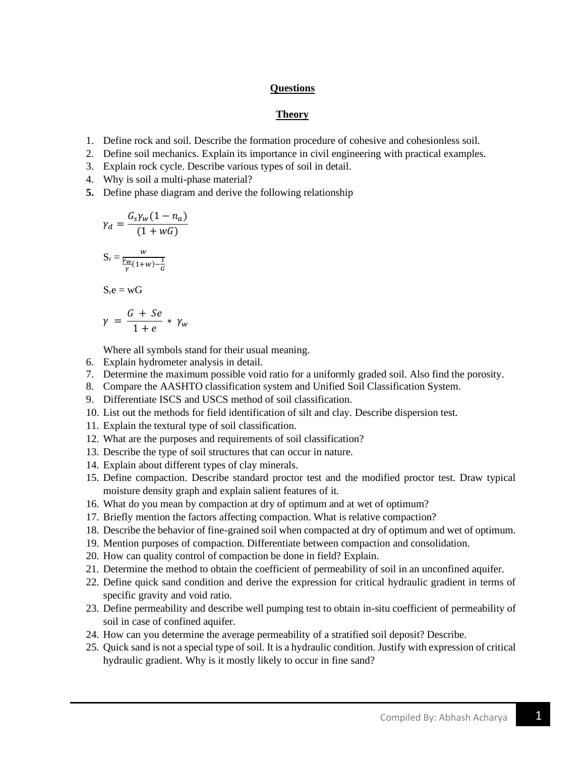## Questions

## Theory

1. Define rock and soil. Describe the formation procedure of cohesive and cohesionless soil.
2. Define soil mechanics. Explain its importance in civil engineering with practical examples.
3. Explain rock cycle. Describe various types of soil in detail.
4. Why is soil a multi-phase material?
5. Define phase diagram and derive the following relationship

   $$\gamma_d = \frac{G_s \gamma_w (1 - n_a)}{(1 + wG)}$$

   $$S_r = \frac{w}{\frac{\gamma_w}{\gamma}(1+w) - \frac{1}{G}}$$

   $$S_r e = wG$$

   $$\gamma = \frac{G + Se}{1 + e} * \gamma_w$$

   Where all symbols stand for their usual meaning.
6. Explain hydrometer analysis in detail.
7. Determine the maximum possible void ratio for a uniformly graded soil. Also find the porosity.
8. Compare the AASHTO classification system and Unified Soil Classification System.
9. Differentiate ISCS and USCS method of soil classification.
10. List out the methods for field identification of silt and clay. Describe dispersion test.
11. Explain the textural type of soil classification.
12. What are the purposes and requirements of soil classification?
13. Describe the type of soil structures that can occur in nature.
14. Explain about different types of clay minerals.
15. Define compaction. Describe standard proctor test and the modified proctor test. Draw typical moisture density graph and explain salient features of it.
16. What do you mean by compaction at dry of optimum and at wet of optimum?
17. Briefly mention the factors affecting compaction. What is relative compaction?
18. Describe the behavior of fine-grained soil when compacted at dry of optimum and wet of optimum.
19. Mention purposes of compaction. Differentiate between compaction and consolidation.
20. How can quality control of compaction be done in field? Explain.
21. Determine the method to obtain the coefficient of permeability of soil in an unconfined aquifer.
22. Define quick sand condition and derive the expression for critical hydraulic gradient in terms of specific gravity and void ratio.
23. Define permeability and describe well pumping test to obtain in-situ coefficient of permeability of soil in case of confined aquifer.
24. How can you determine the average permeability of a stratified soil deposit? Describe.
25. Quick sand is not a special type of soil. It is a hydraulic condition. Justify with expression of critical hydraulic gradient. Why is it mostly likely to occur in fine sand?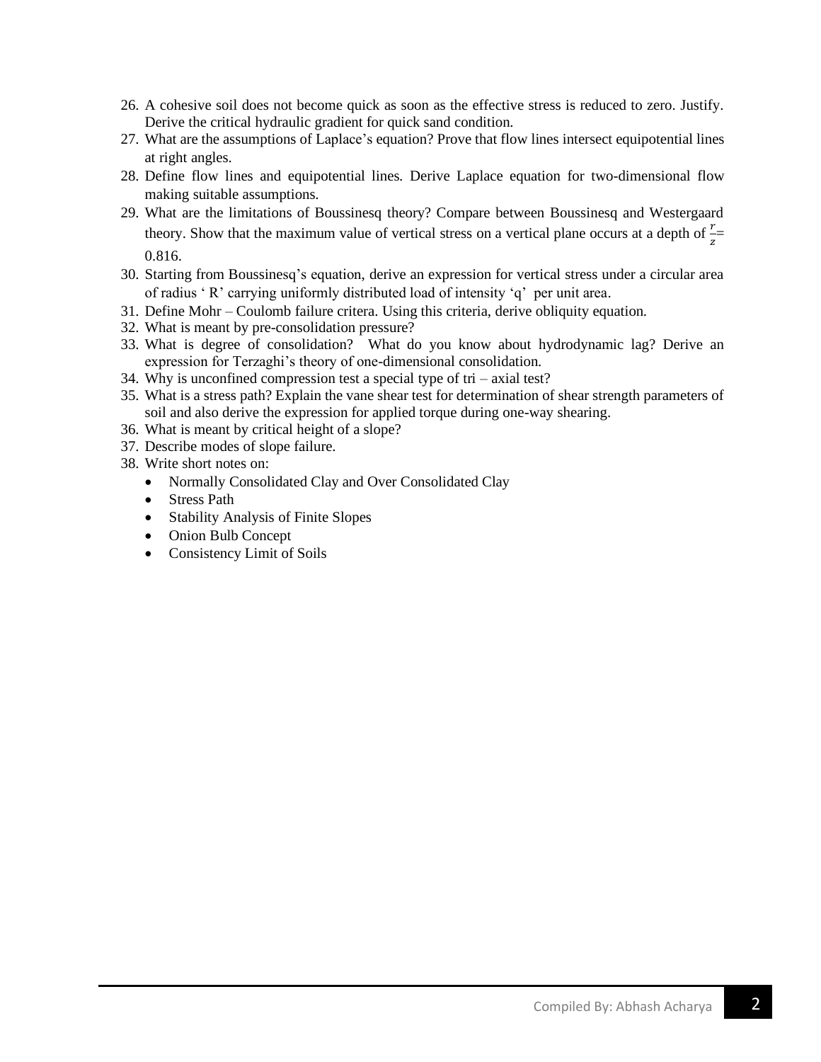26. A cohesive soil does not become quick as soon as the effective stress is reduced to zero. Justify. Derive the critical hydraulic gradient for quick sand condition.
27. What are the assumptions of Laplace's equation? Prove that flow lines intersect equipotential lines at right angles.
28. Define flow lines and equipotential lines. Derive Laplace equation for two-dimensional flow making suitable assumptions.
29. What are the limitations of Boussinesq theory? Compare between Boussinesq and Westergaard theory. Show that the maximum value of vertical stress on a vertical plane occurs at a depth of $\frac{r}{z}$= 0.816.
30. Starting from Boussinesq's equation, derive an expression for vertical stress under a circular area of radius ' R' carrying uniformly distributed load of intensity 'q' per unit area.
31. Define Mohr – Coulomb failure critera. Using this criteria, derive obliquity equation.
32. What is meant by pre-consolidation pressure?
33. What is degree of consolidation? What do you know about hydrodynamic lag? Derive an expression for Terzaghi's theory of one-dimensional consolidation.
34. Why is unconfined compression test a special type of tri – axial test?
35. What is a stress path? Explain the vane shear test for determination of shear strength parameters of soil and also derive the expression for applied torque during one-way shearing.
36. What is meant by critical height of a slope?
37. Describe modes of slope failure.
38. Write short notes on:
    - Normally Consolidated Clay and Over Consolidated Clay
    - Stress Path
    - Stability Analysis of Finite Slopes
    - Onion Bulb Concept
    - Consistency Limit of Soils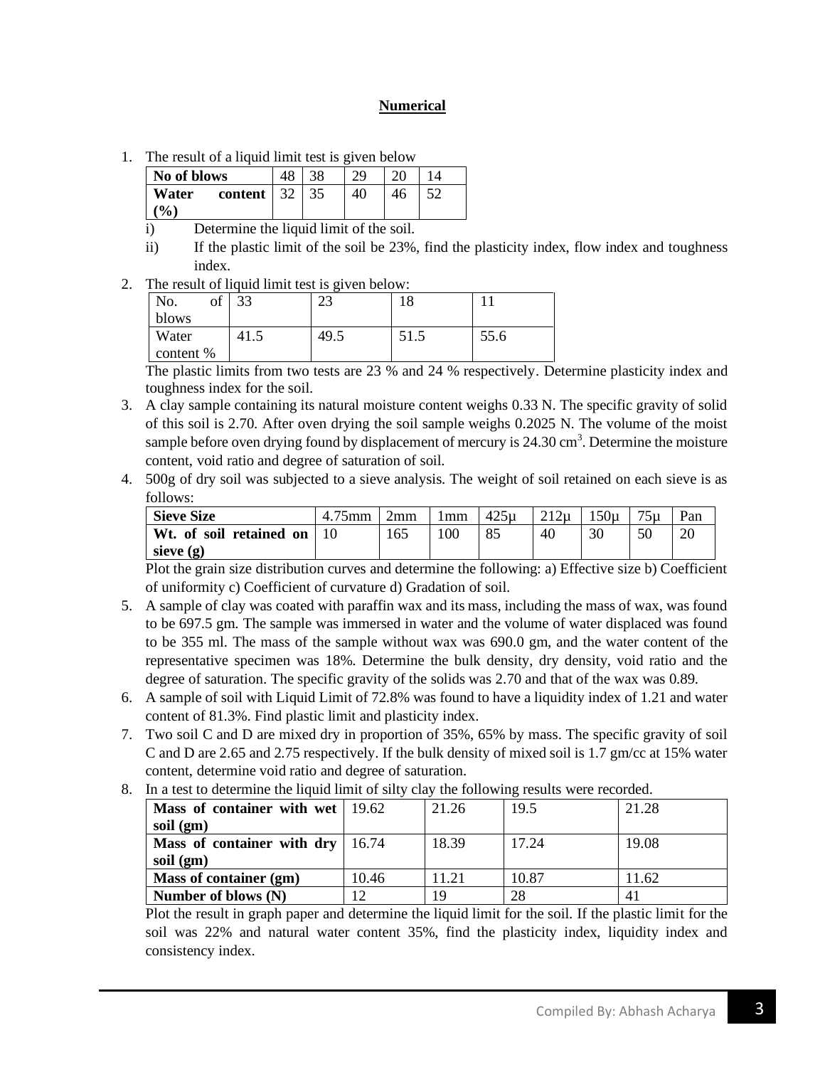## Numerical

1. The result of a liquid limit test is given below

| No of blows | 48 | 38 | 29 | 20 | 14 |
|---|---|---|---|---|---|
| Water content (%) | 32 | 35 | 40 | 46 | 52 |

   i) Determine the liquid limit of the soil.

   ii) If the plastic limit of the soil be 23%, find the plasticity index, flow index and toughness index.

2. The result of liquid limit test is given below:

| No. of blows | 33 | 23 | 18 | 11 |
|---|---|---|---|---|
| Water content % | 41.5 | 49.5 | 51.5 | 55.6 |

   The plastic limits from two tests are 23 % and 24 % respectively. Determine plasticity index and toughness index for the soil.

3. A clay sample containing its natural moisture content weighs 0.33 N. The specific gravity of solid of this soil is 2.70. After oven drying the soil sample weighs 0.2025 N. The volume of the moist sample before oven drying found by displacement of mercury is 24.30 $cm^3$. Determine the moisture content, void ratio and degree of saturation of soil.

4. 500g of dry soil was subjected to a sieve analysis. The weight of soil retained on each sieve is as follows:

| Sieve Size | 4.75mm | 2mm | 1mm | 425μ | 212μ | 150μ | 75μ | Pan |
|---|---|---|---|---|---|---|---|---|
| Wt. of soil retained on sieve (g) | 10 | 165 | 100 | 85 | 40 | 30 | 50 | 20 |

   Plot the grain size distribution curves and determine the following: a) Effective size b) Coefficient of uniformity c) Coefficient of curvature d) Gradation of soil.

5. A sample of clay was coated with paraffin wax and its mass, including the mass of wax, was found to be 697.5 gm. The sample was immersed in water and the volume of water displaced was found to be 355 ml. The mass of the sample without wax was 690.0 gm, and the water content of the representative specimen was 18%. Determine the bulk density, dry density, void ratio and the degree of saturation. The specific gravity of the solids was 2.70 and that of the wax was 0.89.

6. A sample of soil with Liquid Limit of 72.8% was found to have a liquidity index of 1.21 and water content of 81.3%. Find plastic limit and plasticity index.

7. Two soil C and D are mixed dry in proportion of 35%, 65% by mass. The specific gravity of soil C and D are 2.65 and 2.75 respectively. If the bulk density of mixed soil is 1.7 gm/cc at 15% water content, determine void ratio and degree of saturation.

8. In a test to determine the liquid limit of silty clay the following results were recorded.

| Mass of container with wet soil (gm) | 19.62 | 21.26 | 19.5 | 21.28 |
|---|---|---|---|---|
| Mass of container with dry soil (gm) | 16.74 | 18.39 | 17.24 | 19.08 |
| Mass of container (gm) | 10.46 | 11.21 | 10.87 | 11.62 |
| Number of blows (N) | 12 | 19 | 28 | 41 |

   Plot the result in graph paper and determine the liquid limit for the soil. If the plastic limit for the soil was 22% and natural water content 35%, find the plasticity index, liquidity index and consistency index.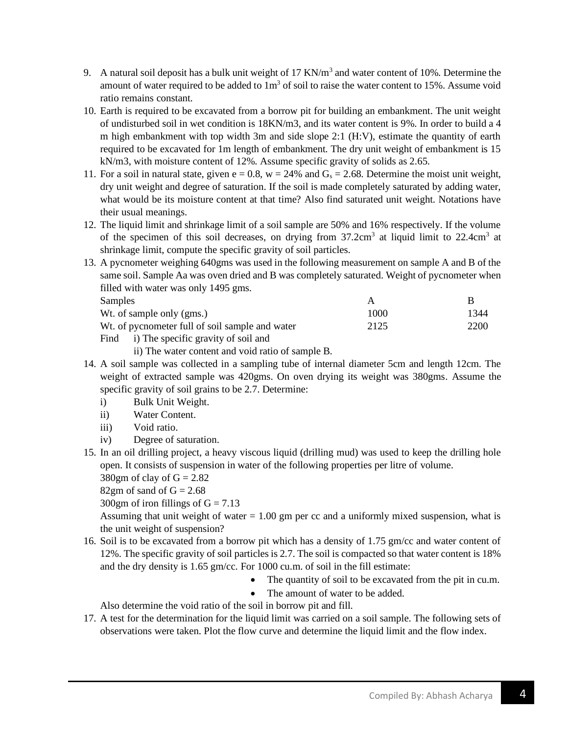9. A natural soil deposit has a bulk unit weight of 17 $KN/m^3$ and water content of 10%. Determine the amount of water required to be added to $1m^3$ of soil to raise the water content to 15%. Assume void ratio remains constant.
10. Earth is required to be excavated from a borrow pit for building an embankment. The unit weight of undisturbed soil in wet condition is 18KN/m3, and its water content is 9%. In order to build a 4 m high embankment with top width 3m and side slope 2:1 (H:V), estimate the quantity of earth required to be excavated for 1m length of embankment. The dry unit weight of embankment is 15 kN/m3, with moisture content of 12%. Assume specific gravity of solids as 2.65.
11. For a soil in natural state, given e = 0.8, w = 24% and $G_s$ = 2.68. Determine the moist unit weight, dry unit weight and degree of saturation. If the soil is made completely saturated by adding water, what would be its moisture content at that time? Also find saturated unit weight. Notations have their usual meanings.
12. The liquid limit and shrinkage limit of a soil sample are 50% and 16% respectively. If the volume of the specimen of this soil decreases, on drying from $37.2cm^3$ at liquid limit to $22.4cm^3$ at shrinkage limit, compute the specific gravity of soil particles.
13. A pycnometer weighing 640gms was used in the following measurement on sample A and B of the same soil. Sample Aa was oven dried and B was completely saturated. Weight of pycnometer when filled with water was only 1495 gms.

| Samples | A | B |
|---|---|---|
| Wt. of sample only (gms.) | 1000 | 1344 |
| Wt. of pycnometer full of soil sample and water | 2125 | 2200 |

Find i) The specific gravity of soil and

ii) The water content and void ratio of sample B.

14. A soil sample was collected in a sampling tube of internal diameter 5cm and length 12cm. The weight of extracted sample was 420gms. On oven drying its weight was 380gms. Assume the specific gravity of soil grains to be 2.7. Determine:
    i) Bulk Unit Weight.
    ii) Water Content.
    iii) Void ratio.
    iv) Degree of saturation.
15. In an oil drilling project, a heavy viscous liquid (drilling mud) was used to keep the drilling hole open. It consists of suspension in water of the following properties per litre of volume.

    380gm of clay of G = 2.82

    82gm of sand of G = 2.68

    300gm of iron fillings of G = 7.13

    Assuming that unit weight of water = 1.00 gm per cc and a uniformly mixed suspension, what is the unit weight of suspension?
16. Soil is to be excavated from a borrow pit which has a density of 1.75 gm/cc and water content of 12%. The specific gravity of soil particles is 2.7. The soil is compacted so that water content is 18% and the dry density is 1.65 gm/cc. For 1000 cu.m. of soil in the fill estimate:
    - The quantity of soil to be excavated from the pit in cu.m.
    - The amount of water to be added.

    Also determine the void ratio of the soil in borrow pit and fill.
17. A test for the determination for the liquid limit was carried on a soil sample. The following sets of observations were taken. Plot the flow curve and determine the liquid limit and the flow index.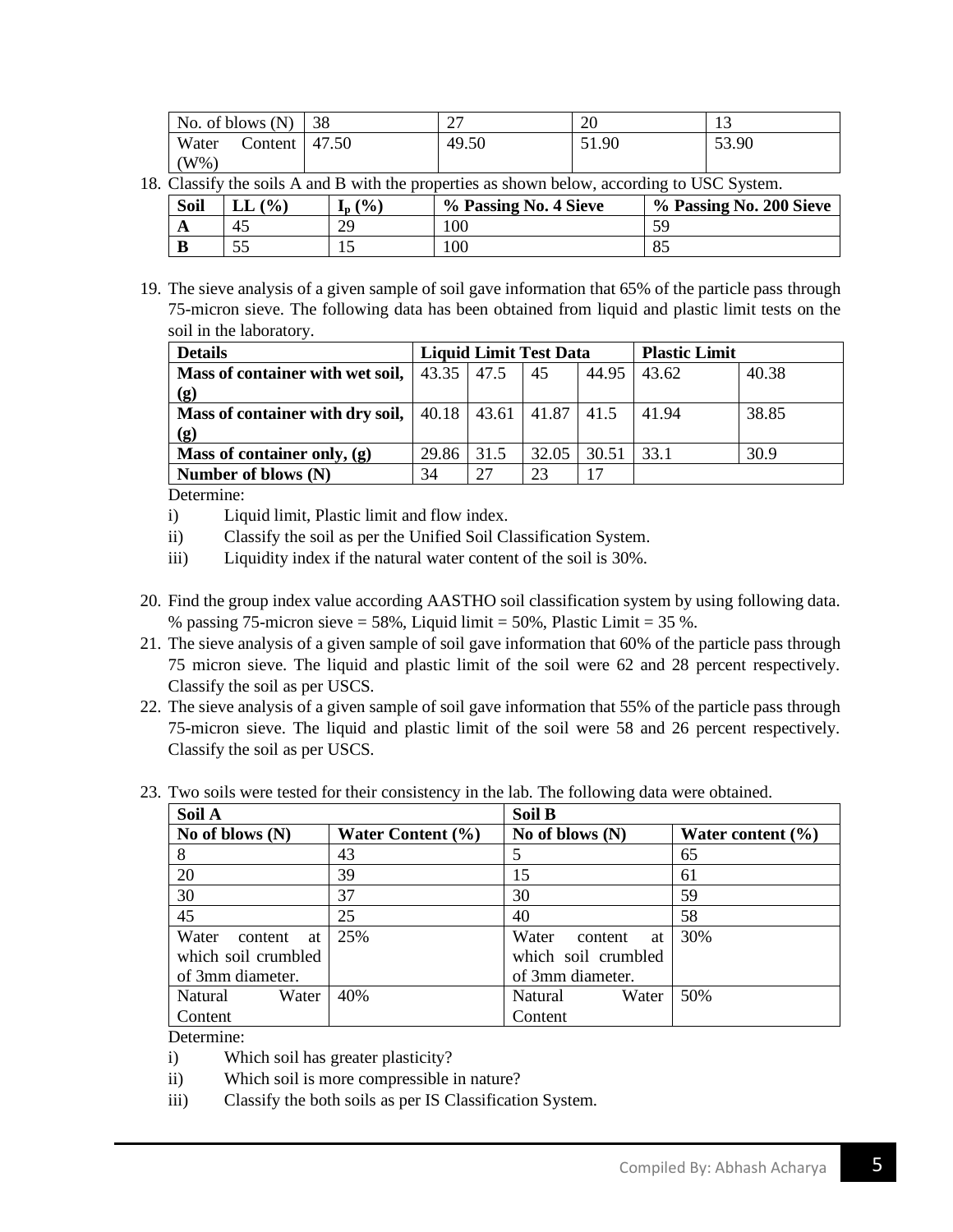| No. of blows (N) | 38 | 27 | 20 | 13 |
|---|---|---|---|---|
| Water Content (W%) | 47.50 | 49.50 | 51.90 | 53.90 |

18. Classify the soils A and B with the properties as shown below, according to USC System.

| Soil | LL (%) | $I_p$ (%) | % Passing No. 4 Sieve | % Passing No. 200 Sieve |
|---|---|---|---|---|
| A | 45 | 29 | 100 | 59 |
| B | 55 | 15 | 100 | 85 |

19. The sieve analysis of a given sample of soil gave information that 65% of the particle pass through 75-micron sieve. The following data has been obtained from liquid and plastic limit tests on the soil in the laboratory.

| Details | Liquid Limit Test Data | | | | Plastic Limit | |
|---|---|---|---|---|---|---|
| **Mass of container with wet soil, (g)** | 43.35 | 47.5 | 45 | 44.95 | 43.62 | 40.38 |
| **Mass of container with dry soil, (g)** | 40.18 | 43.61 | 41.87 | 41.5 | 41.94 | 38.85 |
| **Mass of container only, (g)** | 29.86 | 31.5 | 32.05 | 30.51 | 33.1 | 30.9 |
| **Number of blows (N)** | 34 | 27 | 23 | 17 | | |

Determine:

i) Liquid limit, Plastic limit and flow index.

ii) Classify the soil as per the Unified Soil Classification System.

iii) Liquidity index if the natural water content of the soil is 30%.

20. Find the group index value according AASTHO soil classification system by using following data. % passing 75-micron sieve = 58%, Liquid limit = 50%, Plastic Limit = 35 %.

21. The sieve analysis of a given sample of soil gave information that 60% of the particle pass through 75 micron sieve. The liquid and plastic limit of the soil were 62 and 28 percent respectively. Classify the soil as per USCS.

22. The sieve analysis of a given sample of soil gave information that 55% of the particle pass through 75-micron sieve. The liquid and plastic limit of the soil were 58 and 26 percent respectively. Classify the soil as per USCS.

23. Two soils were tested for their consistency in the lab. The following data were obtained.

| Soil A | | Soil B | |
|---|---|---|---|
| **No of blows (N)** | **Water Content (%)** | **No of blows (N)** | **Water content (%)** |
| 8 | 43 | 5 | 65 |
| 20 | 39 | 15 | 61 |
| 30 | 37 | 30 | 59 |
| 45 | 25 | 40 | 58 |
| Water content at which soil crumbled of 3mm diameter. | 25% | Water content at which soil crumbled of 3mm diameter. | 30% |
| Natural Water Content | 40% | Natural Water Content | 50% |

Determine:

i) Which soil has greater plasticity?

ii) Which soil is more compressible in nature?

iii) Classify the both soils as per IS Classification System.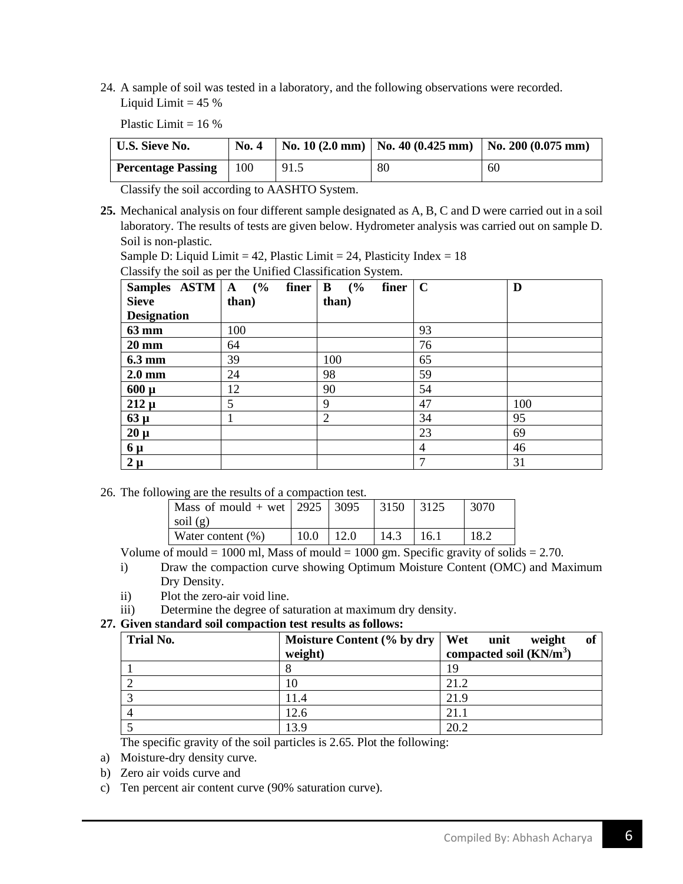24. A sample of soil was tested in a laboratory, and the following observations were recorded.
    Liquid Limit = 45 %

    Plastic Limit = 16 %

| U.S. Sieve No. | No. 4 | No. 10 (2.0 mm) | No. 40 (0.425 mm) | No. 200 (0.075 mm) |
|---|---|---|---|---|
| Percentage Passing | 100 | 91.5 | 80 | 60 |

Classify the soil according to AASHTO System.

**25.** Mechanical analysis on four different sample designated as A, B, C and D were carried out in a soil laboratory. The results of tests are given below. Hydrometer analysis was carried out on sample D. Soil is non-plastic.

Sample D: Liquid Limit = 42, Plastic Limit = 24, Plasticity Index = 18

Classify the soil as per the Unified Classification System.

| Samples ASTM Sieve Designation | A (% finer than) | B (% finer than) | C | D |
|---|---|---|---|---|
| 63 mm | 100 | | 93 | |
| 20 mm | 64 | | 76 | |
| 6.3 mm | 39 | 100 | 65 | |
| 2.0 mm | 24 | 98 | 59 | |
| 600 μ | 12 | 90 | 54 | |
| 212 μ | 5 | 9 | 47 | 100 |
| 63 μ | 1 | 2 | 34 | 95 |
| 20 μ | | | 23 | 69 |
| 6 μ | | | 4 | 46 |
| 2 μ | | | 7 | 31 |

26. The following are the results of a compaction test.

| Mass of mould + wet soil (g) | 2925 | 3095 | 3150 | 3125 | 3070 |
|---|---|---|---|---|---|
| Water content (%) | 10.0 | 12.0 | 14.3 | 16.1 | 18.2 |

Volume of mould = 1000 ml, Mass of mould = 1000 gm. Specific gravity of solids = 2.70.

i) Draw the compaction curve showing Optimum Moisture Content (OMC) and Maximum Dry Density.

ii) Plot the zero-air void line.

iii) Determine the degree of saturation at maximum dry density.

**27. Given standard soil compaction test results as follows:**

| Trial No. | Moisture Content (% by dry weight) | Wet unit weight of compacted soil ($KN/m^3$) |
|---|---|---|
| 1 | 8 | 19 |
| 2 | 10 | 21.2 |
| 3 | 11.4 | 21.9 |
| 4 | 12.6 | 21.1 |
| 5 | 13.9 | 20.2 |

The specific gravity of the soil particles is 2.65. Plot the following:

a) Moisture-dry density curve.

b) Zero air voids curve and

c) Ten percent air content curve (90% saturation curve).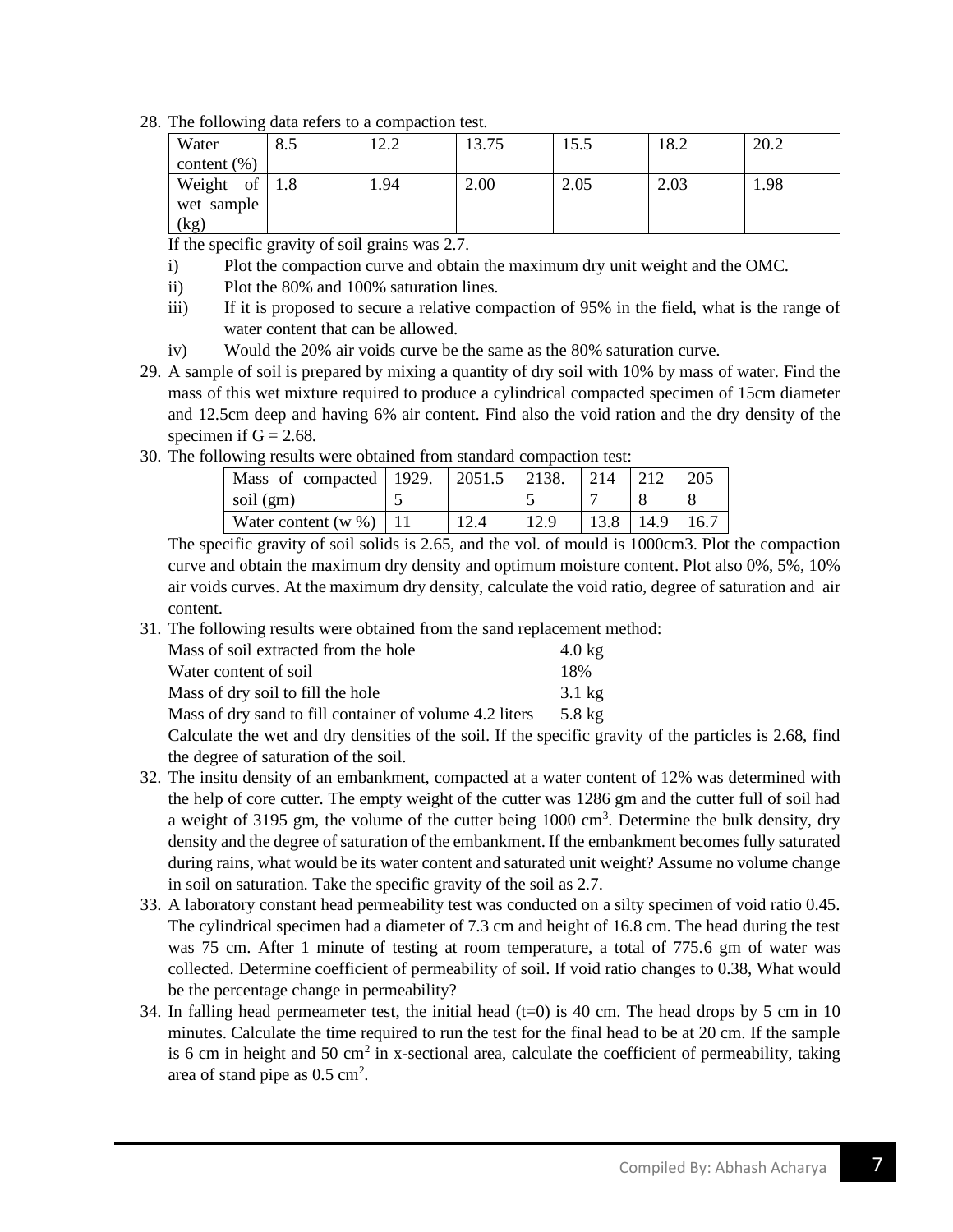28. The following data refers to a compaction test.

| Water content (%) | 8.5 | 12.2 | 13.75 | 15.5 | 18.2 | 20.2 |
|---|---|---|---|---|---|---|
| Weight of wet sample (kg) | 1.8 | 1.94 | 2.00 | 2.05 | 2.03 | 1.98 |

If the specific gravity of soil grains was 2.7.

i) Plot the compaction curve and obtain the maximum dry unit weight and the OMC.

ii) Plot the 80% and 100% saturation lines.

iii) If it is proposed to secure a relative compaction of 95% in the field, what is the range of water content that can be allowed.

iv) Would the 20% air voids curve be the same as the 80% saturation curve.

29. A sample of soil is prepared by mixing a quantity of dry soil with 10% by mass of water. Find the mass of this wet mixture required to produce a cylindrical compacted specimen of 15cm diameter and 12.5cm deep and having 6% air content. Find also the void ration and the dry density of the specimen if G = 2.68.

30. The following results were obtained from standard compaction test:

| Mass of compacted soil (gm) | 1929.5 | 2051.5 | 2138.5 | 2147 | 2128 | 2058 |
|---|---|---|---|---|---|---|
| Water content (w %) | 11 | 12.4 | 12.9 | 13.8 | 14.9 | 16.7 |

The specific gravity of soil solids is 2.65, and the vol. of mould is 1000cm3. Plot the compaction curve and obtain the maximum dry density and optimum moisture content. Plot also 0%, 5%, 10% air voids curves. At the maximum dry density, calculate the void ratio, degree of saturation and air content.

31. The following results were obtained from the sand replacement method:

| | |
|---|---|
| Mass of soil extracted from the hole | 4.0 kg |
| Water content of soil | 18% |
| Mass of dry soil to fill the hole | 3.1 kg |
| Mass of dry sand to fill container of volume 4.2 liters | 5.8 kg |

Calculate the wet and dry densities of the soil. If the specific gravity of the particles is 2.68, find the degree of saturation of the soil.

32. The insitu density of an embankment, compacted at a water content of 12% was determined with the help of core cutter. The empty weight of the cutter was 1286 gm and the cutter full of soil had a weight of 3195 gm, the volume of the cutter being 1000 $cm^3$. Determine the bulk density, dry density and the degree of saturation of the embankment. If the embankment becomes fully saturated during rains, what would be its water content and saturated unit weight? Assume no volume change in soil on saturation. Take the specific gravity of the soil as 2.7.

33. A laboratory constant head permeability test was conducted on a silty specimen of void ratio 0.45. The cylindrical specimen had a diameter of 7.3 cm and height of 16.8 cm. The head during the test was 75 cm. After 1 minute of testing at room temperature, a total of 775.6 gm of water was collected. Determine coefficient of permeability of soil. If void ratio changes to 0.38, What would be the percentage change in permeability?

34. In falling head permeameter test, the initial head (t=0) is 40 cm. The head drops by 5 cm in 10 minutes. Calculate the time required to run the test for the final head to be at 20 cm. If the sample is 6 cm in height and 50 $cm^2$ in x-sectional area, calculate the coefficient of permeability, taking area of stand pipe as 0.5 $cm^2$.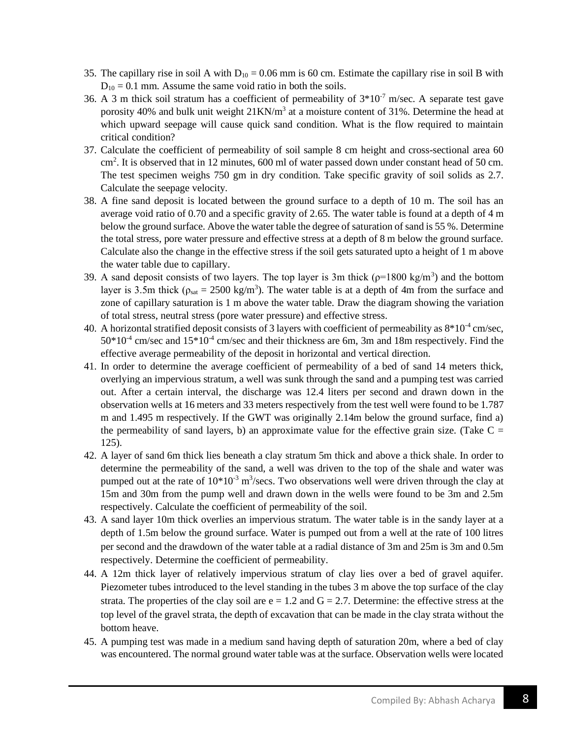35. The capillary rise in soil A with $D_{10} = 0.06$ mm is 60 cm. Estimate the capillary rise in soil B with $D_{10} = 0.1$ mm. Assume the same void ratio in both the soils.
36. A 3 m thick soil stratum has a coefficient of permeability of $3*10^{-7}$ m/sec. A separate test gave porosity 40% and bulk unit weight $21KN/m^3$ at a moisture content of 31%. Determine the head at which upward seepage will cause quick sand condition. What is the flow required to maintain critical condition?
37. Calculate the coefficient of permeability of soil sample 8 cm height and cross-sectional area 60 $cm^2$. It is observed that in 12 minutes, 600 ml of water passed down under constant head of 50 cm. The test specimen weighs 750 gm in dry condition. Take specific gravity of soil solids as 2.7. Calculate the seepage velocity.
38. A fine sand deposit is located between the ground surface to a depth of 10 m. The soil has an average void ratio of 0.70 and a specific gravity of 2.65. The water table is found at a depth of 4 m below the ground surface. Above the water table the degree of saturation of sand is 55 %. Determine the total stress, pore water pressure and effective stress at a depth of 8 m below the ground surface. Calculate also the change in the effective stress if the soil gets saturated upto a height of 1 m above the water table due to capillary.
39. A sand deposit consists of two layers. The top layer is 3m thick ($\rho$=1800 kg/m$^3$) and the bottom layer is 3.5m thick ($\rho_{sat}$ = 2500 kg/m$^3$). The water table is at a depth of 4m from the surface and zone of capillary saturation is 1 m above the water table. Draw the diagram showing the variation of total stress, neutral stress (pore water pressure) and effective stress.
40. A horizontal stratified deposit consists of 3 layers with coefficient of permeability as $8*10^{-4}$ cm/sec, $50*10^{-4}$ cm/sec and $15*10^{-4}$ cm/sec and their thickness are 6m, 3m and 18m respectively. Find the effective average permeability of the deposit in horizontal and vertical direction.
41. In order to determine the average coefficient of permeability of a bed of sand 14 meters thick, overlying an impervious stratum, a well was sunk through the sand and a pumping test was carried out. After a certain interval, the discharge was 12.4 liters per second and drawn down in the observation wells at 16 meters and 33 meters respectively from the test well were found to be 1.787 m and 1.495 m respectively. If the GWT was originally 2.14m below the ground surface, find a) the permeability of sand layers, b) an approximate value for the effective grain size. (Take C = 125).
42. A layer of sand 6m thick lies beneath a clay stratum 5m thick and above a thick shale. In order to determine the permeability of the sand, a well was driven to the top of the shale and water was pumped out at the rate of $10*10^{-3}$ m$^3$/secs. Two observations well were driven through the clay at 15m and 30m from the pump well and drawn down in the wells were found to be 3m and 2.5m respectively. Calculate the coefficient of permeability of the soil.
43. A sand layer 10m thick overlies an impervious stratum. The water table is in the sandy layer at a depth of 1.5m below the ground surface. Water is pumped out from a well at the rate of 100 litres per second and the drawdown of the water table at a radial distance of 3m and 25m is 3m and 0.5m respectively. Determine the coefficient of permeability.
44. A 12m thick layer of relatively impervious stratum of clay lies over a bed of gravel aquifer. Piezometer tubes introduced to the level standing in the tubes 3 m above the top surface of the clay strata. The properties of the clay soil are e = 1.2 and G = 2.7. Determine: the effective stress at the top level of the gravel strata, the depth of excavation that can be made in the clay strata without the bottom heave.
45. A pumping test was made in a medium sand having depth of saturation 20m, where a bed of clay was encountered. The normal ground water table was at the surface. Observation wells were located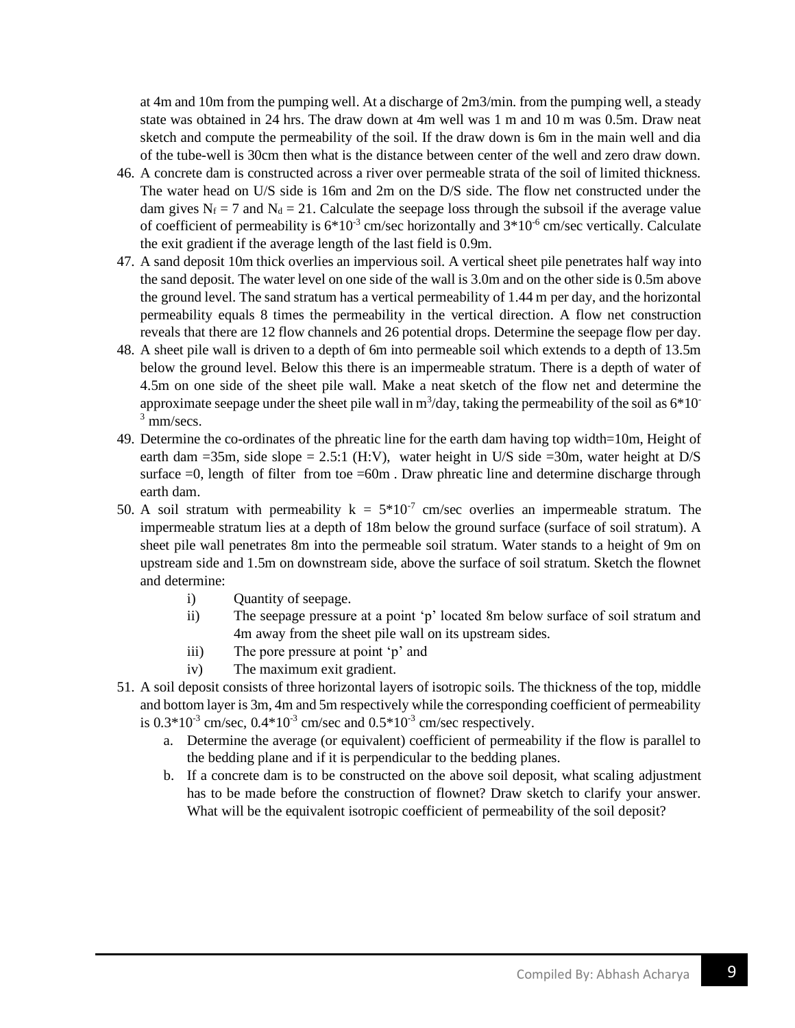at 4m and 10m from the pumping well. At a discharge of 2m3/min. from the pumping well, a steady state was obtained in 24 hrs. The draw down at 4m well was 1 m and 10 m was 0.5m. Draw neat sketch and compute the permeability of the soil. If the draw down is 6m in the main well and dia of the tube-well is 30cm then what is the distance between center of the well and zero draw down.

46. A concrete dam is constructed across a river over permeable strata of the soil of limited thickness. The water head on U/S side is 16m and 2m on the D/S side. The flow net constructed under the dam gives $N_f = 7$ and $N_d = 21$. Calculate the seepage loss through the subsoil if the average value of coefficient of permeability is $6*10^{-3}$ cm/sec horizontally and $3*10^{-6}$ cm/sec vertically. Calculate the exit gradient if the average length of the last field is 0.9m.
47. A sand deposit 10m thick overlies an impervious soil. A vertical sheet pile penetrates half way into the sand deposit. The water level on one side of the wall is 3.0m and on the other side is 0.5m above the ground level. The sand stratum has a vertical permeability of 1.44 m per day, and the horizontal permeability equals 8 times the permeability in the vertical direction. A flow net construction reveals that there are 12 flow channels and 26 potential drops. Determine the seepage flow per day.
48. A sheet pile wall is driven to a depth of 6m into permeable soil which extends to a depth of 13.5m below the ground level. Below this there is an impermeable stratum. There is a depth of water of 4.5m on one side of the sheet pile wall. Make a neat sketch of the flow net and determine the approximate seepage under the sheet pile wall in $m^3$/day, taking the permeability of the soil as $6*10^{-3}$ mm/secs.
49. Determine the co-ordinates of the phreatic line for the earth dam having top width=10m, Height of earth dam =35m, side slope = 2.5:1 (H:V), water height in U/S side =30m, water height at D/S surface =0, length of filter from toe =60m . Draw phreatic line and determine discharge through earth dam.
50. A soil stratum with permeability $k = 5*10^{-7}$ cm/sec overlies an impermeable stratum. The impermeable stratum lies at a depth of 18m below the ground surface (surface of soil stratum). A sheet pile wall penetrates 8m into the permeable soil stratum. Water stands to a height of 9m on upstream side and 1.5m on downstream side, above the surface of soil stratum. Sketch the flownet and determine:
    i) Quantity of seepage.
    ii) The seepage pressure at a point 'p' located 8m below surface of soil stratum and 4m away from the sheet pile wall on its upstream sides.
    iii) The pore pressure at point 'p' and
    iv) The maximum exit gradient.
51. A soil deposit consists of three horizontal layers of isotropic soils. The thickness of the top, middle and bottom layer is 3m, 4m and 5m respectively while the corresponding coefficient of permeability is $0.3*10^{-3}$ cm/sec, $0.4*10^{-3}$ cm/sec and $0.5*10^{-3}$ cm/sec respectively.
    a. Determine the average (or equivalent) coefficient of permeability if the flow is parallel to the bedding plane and if it is perpendicular to the bedding planes.
    b. If a concrete dam is to be constructed on the above soil deposit, what scaling adjustment has to be made before the construction of flownet? Draw sketch to clarify your answer. What will be the equivalent isotropic coefficient of permeability of the soil deposit?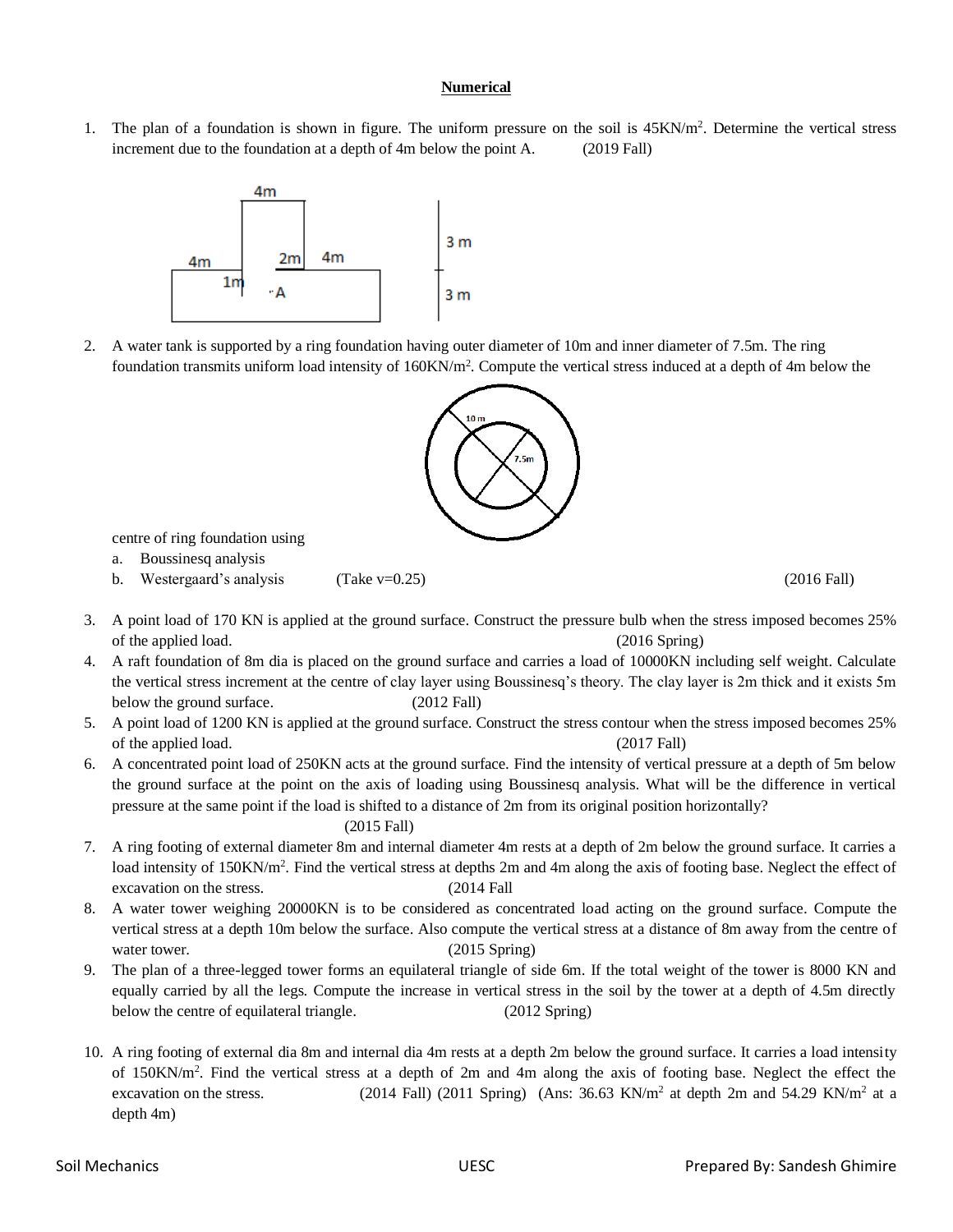**Numerical**

1. The plan of a foundation is shown in figure. The uniform pressure on the soil is 45KN/m$^2$. Determine the vertical stress increment due to the foundation at a depth of 4m below the point A. (2019 Fall)

2. A water tank is supported by a ring foundation having outer diameter of 10m and inner diameter of 7.5m. The ring foundation transmits uniform load intensity of 160KN/m$^2$. Compute the vertical stress induced at a depth of 4m below the centre of ring foundation using
   a. Boussinesq analysis
   b. Westergaard's analysis (Take v=0.25) (2016 Fall)

3. A point load of 170 KN is applied at the ground surface. Construct the pressure bulb when the stress imposed becomes 25% of the applied load. (2016 Spring)

4. A raft foundation of 8m dia is placed on the ground surface and carries a load of 10000KN including self weight. Calculate the vertical stress increment at the centre of clay layer using Boussinesq's theory. The clay layer is 2m thick and it exists 5m below the ground surface. (2012 Fall)

5. A point load of 1200 KN is applied at the ground surface. Construct the stress contour when the stress imposed becomes 25% of the applied load. (2017 Fall)

6. A concentrated point load of 250KN acts at the ground surface. Find the intensity of vertical pressure at a depth of 5m below the ground surface at the point on the axis of loading using Boussinesq analysis. What will be the difference in vertical pressure at the same point if the load is shifted to a distance of 2m from its original position horizontally? (2015 Fall)

7. A ring footing of external diameter 8m and internal diameter 4m rests at a depth of 2m below the ground surface. It carries a load intensity of 150KN/m$^2$. Find the vertical stress at depths 2m and 4m along the axis of footing base. Neglect the effect of excavation on the stress. (2014 Fall

8. A water tower weighing 20000KN is to be considered as concentrated load acting on the ground surface. Compute the vertical stress at a depth 10m below the surface. Also compute the vertical stress at a distance of 8m away from the centre of water tower. (2015 Spring)

9. The plan of a three-legged tower forms an equilateral triangle of side 6m. If the total weight of the tower is 8000 KN and equally carried by all the legs. Compute the increase in vertical stress in the soil by the tower at a depth of 4.5m directly below the centre of equilateral triangle. (2012 Spring)

10. A ring footing of external dia 8m and internal dia 4m rests at a depth 2m below the ground surface. It carries a load intensity of 150KN/m$^2$. Find the vertical stress at a depth of 2m and 4m along the axis of footing base. Neglect the effect the excavation on the stress. (2014 Fall) (2011 Spring) (Ans: 36.63 KN/m$^2$ at depth 2m and 54.29 KN/m$^2$ at a depth 4m)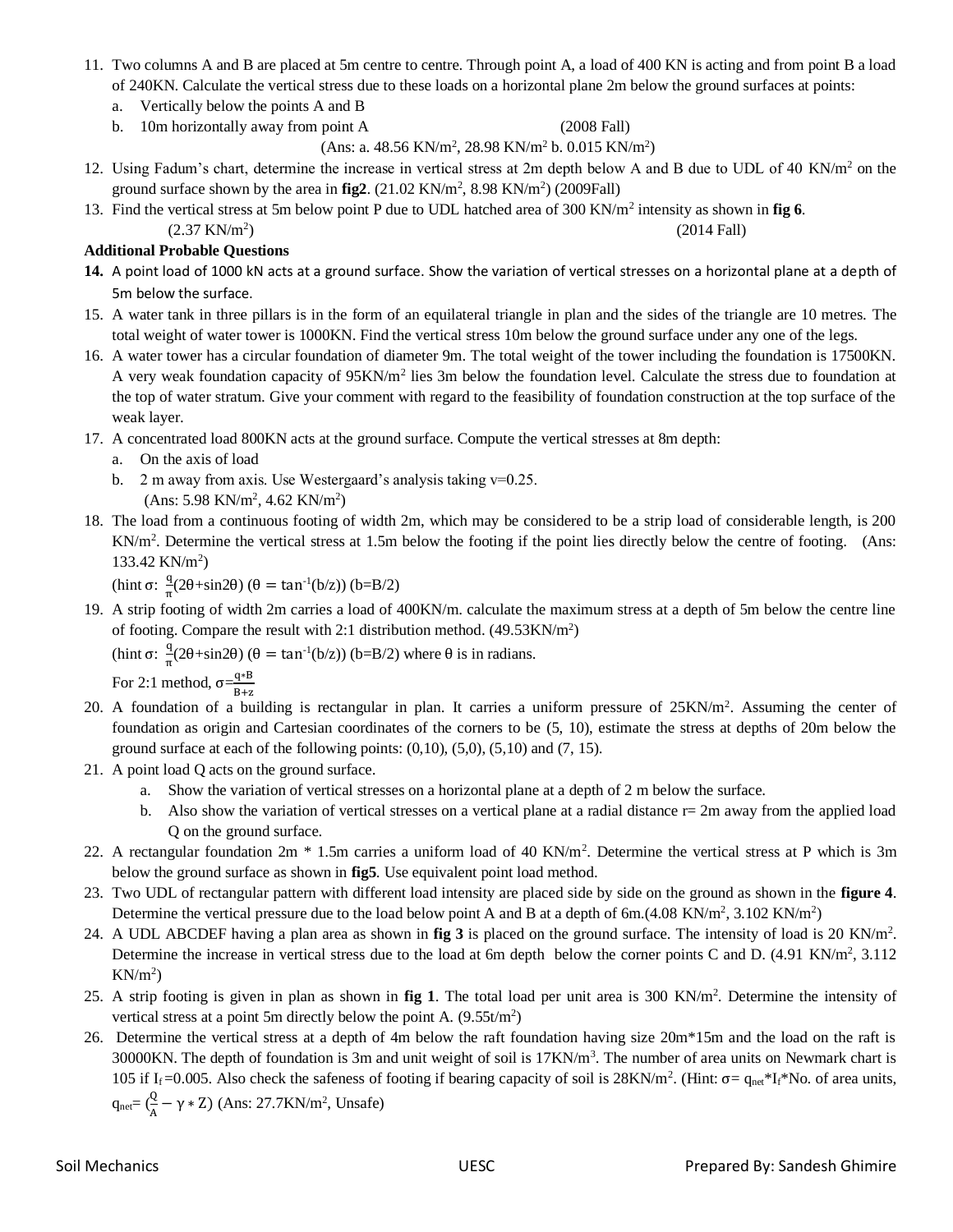11. Two columns A and B are placed at 5m centre to centre. Through point A, a load of 400 KN is acting and from point B a load of 240KN. Calculate the vertical stress due to these loads on a horizontal plane 2m below the ground surfaces at points:
    a. Vertically below the points A and B
    b. 10m horizontally away from point A (2008 Fall)

    (Ans: a. 48.56 KN/m$^2$, 28.98 KN/m$^2$ b. 0.015 KN/m$^2$)
12. Using Fadum's chart, determine the increase in vertical stress at 2m depth below A and B due to UDL of 40 KN/m$^2$ on the ground surface shown by the area in **fig2**. (21.02 KN/m$^2$, 8.98 KN/m$^2$) (2009Fall)
13. Find the vertical stress at 5m below point P due to UDL hatched area of 300 KN/m$^2$ intensity as shown in **fig 6**. (2.37 KN/m$^2$) (2014 Fall)

**Additional Probable Questions**

14. A point load of 1000 kN acts at a ground surface. Show the variation of vertical stresses on a horizontal plane at a depth of 5m below the surface.
15. A water tank in three pillars is in the form of an equilateral triangle in plan and the sides of the triangle are 10 metres. The total weight of water tower is 1000KN. Find the vertical stress 10m below the ground surface under any one of the legs.
16. A water tower has a circular foundation of diameter 9m. The total weight of the tower including the foundation is 17500KN. A very weak foundation capacity of 95KN/m$^2$ lies 3m below the foundation level. Calculate the stress due to foundation at the top of water stratum. Give your comment with regard to the feasibility of foundation construction at the top surface of the weak layer.
17. A concentrated load 800KN acts at the ground surface. Compute the vertical stresses at 8m depth:
    a. On the axis of load
    b. 2 m away from axis. Use Westergaard's analysis taking v=0.25.

    (Ans: 5.98 KN/m$^2$, 4.62 KN/m$^2$)
18. The load from a continuous footing of width 2m, which may be considered to be a strip load of considerable length, is 200 KN/m$^2$. Determine the vertical stress at 1.5m below the footing if the point lies directly below the centre of footing. (Ans: 133.42 KN/m$^2$)

    (hint σ: $\frac{q}{\pi}(2\theta+\sin2\theta)$ ($\theta = \tan^{-1}(b/z)$) (b=B/2)
19. A strip footing of width 2m carries a load of 400KN/m. calculate the maximum stress at a depth of 5m below the centre line of footing. Compare the result with 2:1 distribution method. (49.53KN/m$^2$)

    (hint σ: $\frac{q}{\pi}(2\theta+\sin2\theta)$ ($\theta = \tan^{-1}(b/z)$) (b=B/2) where θ is in radians.

    For 2:1 method, $\sigma=\frac{q*B}{B+z}$
20. A foundation of a building is rectangular in plan. It carries a uniform pressure of 25KN/m$^2$. Assuming the center of foundation as origin and Cartesian coordinates of the corners to be (5, 10), estimate the stress at depths of 20m below the ground surface at each of the following points: (0,10), (5,0), (5,10) and (7, 15).
21. A point load Q acts on the ground surface.
    a. Show the variation of vertical stresses on a horizontal plane at a depth of 2 m below the surface.
    b. Also show the variation of vertical stresses on a vertical plane at a radial distance r= 2m away from the applied load Q on the ground surface.
22. A rectangular foundation 2m * 1.5m carries a uniform load of 40 KN/m$^2$. Determine the vertical stress at P which is 3m below the ground surface as shown in **fig5**. Use equivalent point load method.
23. Two UDL of rectangular pattern with different load intensity are placed side by side on the ground as shown in the **figure 4**. Determine the vertical pressure due to the load below point A and B at a depth of 6m.(4.08 KN/m$^2$, 3.102 KN/m$^2$)
24. A UDL ABCDEF having a plan area as shown in **fig 3** is placed on the ground surface. The intensity of load is 20 KN/m$^2$. Determine the increase in vertical stress due to the load at 6m depth below the corner points C and D. (4.91 KN/m$^2$, 3.112 KN/m$^2$)
25. A strip footing is given in plan as shown in **fig 1**. The total load per unit area is 300 KN/m$^2$. Determine the intensity of vertical stress at a point 5m directly below the point A. (9.55t/m$^2$)
26. Determine the vertical stress at a depth of 4m below the raft foundation having size 20m*15m and the load on the raft is 30000KN. The depth of foundation is 3m and unit weight of soil is 17KN/m$^3$. The number of area units on Newmark chart is 105 if $I_f$=0.005. Also check the safeness of footing if bearing capacity of soil is 28KN/m$^2$. (Hint: σ= $q_{net}$*$I_f$*No. of area units, $q_{net}$= $(\frac{Q}{A} - \gamma * Z)$ (Ans: 27.7KN/m$^2$, Unsafe)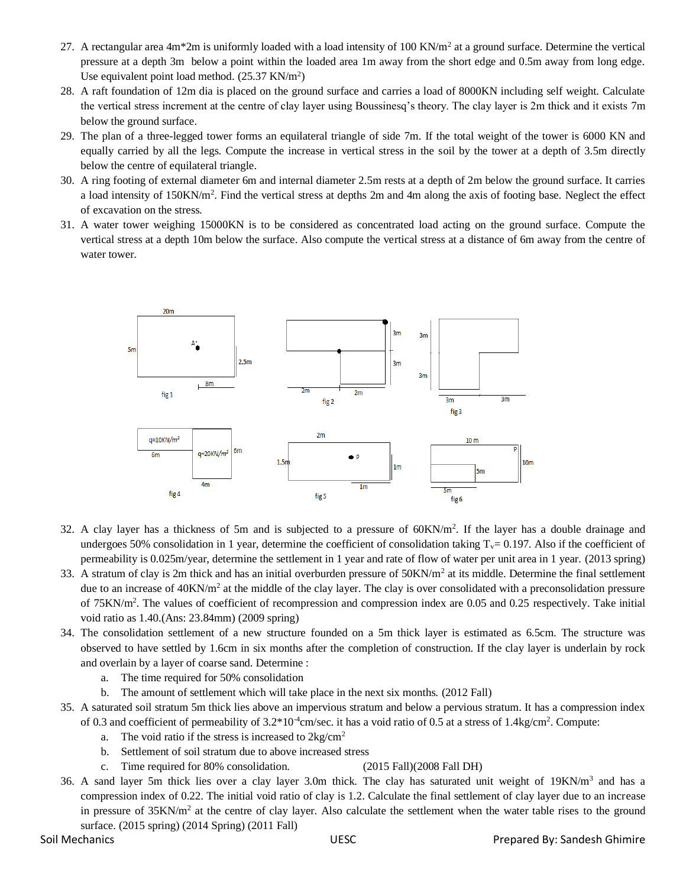27. A rectangular area 4m*2m is uniformly loaded with a load intensity of 100 KN/m² at a ground surface. Determine the vertical pressure at a depth 3m below a point within the loaded area 1m away from the short edge and 0.5m away from long edge. Use equivalent point load method. (25.37 KN/m²)
28. A raft foundation of 12m dia is placed on the ground surface and carries a load of 8000KN including self weight. Calculate the vertical stress increment at the centre of clay layer using Boussinesq's theory. The clay layer is 2m thick and it exists 7m below the ground surface.
29. The plan of a three-legged tower forms an equilateral triangle of side 7m. If the total weight of the tower is 6000 KN and equally carried by all the legs. Compute the increase in vertical stress in the soil by the tower at a depth of 3.5m directly below the centre of equilateral triangle.
30. A ring footing of external diameter 6m and internal diameter 2.5m rests at a depth of 2m below the ground surface. It carries a load intensity of 150KN/m². Find the vertical stress at depths 2m and 4m along the axis of footing base. Neglect the effect of excavation on the stress.
31. A water tower weighing 15000KN is to be considered as concentrated load acting on the ground surface. Compute the vertical stress at a depth 10m below the surface. Also compute the vertical stress at a distance of 6m away from the centre of water tower.

fig 1: 20m, 5m, A, 2.5m, 8m

fig 2: 3m, 3m, 2m, 2m

fig 3: 3m, 3m, 3m, 3m

fig 4: q=10KN/m², 6m, q=20KN/m², 6m, 4m

fig 5: 2m, 1.5m, P, 1m, 1m

fig 6: 10 m, P, 10m, 5m, 5m

32. A clay layer has a thickness of 5m and is subjected to a pressure of 60KN/m². If the layer has a double drainage and undergoes 50% consolidation in 1 year, determine the coefficient of consolidation taking $T_v$= 0.197. Also if the coefficient of permeability is 0.025m/year, determine the settlement in 1 year and rate of flow of water per unit area in 1 year. (2013 spring)
33. A stratum of clay is 2m thick and has an initial overburden pressure of 50KN/m² at its middle. Determine the final settlement due to an increase of 40KN/m² at the middle of the clay layer. The clay is over consolidated with a preconsolidation pressure of 75KN/m². The values of coefficient of recompression and compression index are 0.05 and 0.25 respectively. Take initial void ratio as 1.40.(Ans: 23.84mm) (2009 spring)
34. The consolidation settlement of a new structure founded on a 5m thick layer is estimated as 6.5cm. The structure was observed to have settled by 1.6cm in six months after the completion of construction. If the clay layer is underlain by rock and overlain by a layer of coarse sand. Determine :
    a. The time required for 50% consolidation
    b. The amount of settlement which will take place in the next six months. (2012 Fall)
35. A saturated soil stratum 5m thick lies above an impervious stratum and below a pervious stratum. It has a compression index of 0.3 and coefficient of permeability of $3.2*10^{-4}$cm/sec. it has a void ratio of 0.5 at a stress of 1.4kg/cm². Compute:
    a. The void ratio if the stress is increased to 2kg/cm²
    b. Settlement of soil stratum due to above increased stress
    c. Time required for 80% consolidation. (2015 Fall)(2008 Fall DH)
36. A sand layer 5m thick lies over a clay layer 3.0m thick. The clay has saturated unit weight of 19KN/m³ and has a compression index of 0.22. The initial void ratio of clay is 1.2. Calculate the final settlement of clay layer due to an increase in pressure of 35KN/m² at the centre of clay layer. Also calculate the settlement when the water table rises to the ground surface. (2015 spring) (2014 Spring) (2011 Fall)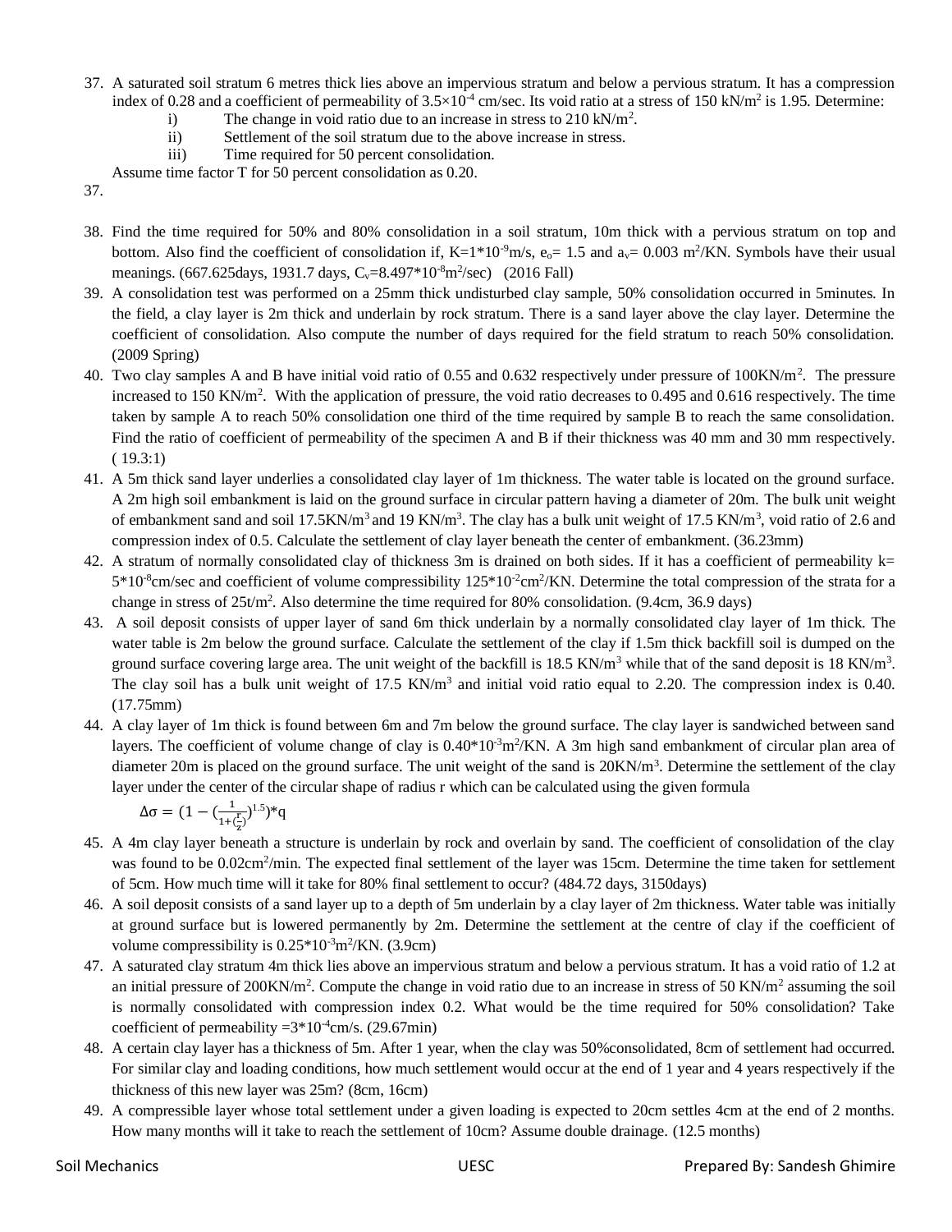37. A saturated soil stratum 6 metres thick lies above an impervious stratum and below a pervious stratum. It has a compression index of 0.28 and a coefficient of permeability of $3.5\times10^{-4}$ cm/sec. Its void ratio at a stress of 150 kN/m$^2$ is 1.95. Determine:
    i) The change in void ratio due to an increase in stress to 210 kN/m$^2$.
    ii) Settlement of the soil stratum due to the above increase in stress.
    iii) Time required for 50 percent consolidation.

    Assume time factor T for 50 percent consolidation as 0.20.

37.

38. Find the time required for 50% and 80% consolidation in a soil stratum, 10m thick with a pervious stratum on top and bottom. Also find the coefficient of consolidation if, $K=1*10^{-9}$m/s, $e_o= 1.5$ and $a_v= 0.003$ m$^2$/KN. Symbols have their usual meanings. (667.625days, 1931.7 days, $C_v=8.497*10^{-8}$m$^2$/sec) (2016 Fall)
39. A consolidation test was performed on a 25mm thick undisturbed clay sample, 50% consolidation occurred in 5minutes. In the field, a clay layer is 2m thick and underlain by rock stratum. There is a sand layer above the clay layer. Determine the coefficient of consolidation. Also compute the number of days required for the field stratum to reach 50% consolidation. (2009 Spring)
40. Two clay samples A and B have initial void ratio of 0.55 and 0.632 respectively under pressure of 100KN/m$^2$. The pressure increased to 150 KN/m$^2$. With the application of pressure, the void ratio decreases to 0.495 and 0.616 respectively. The time taken by sample A to reach 50% consolidation one third of the time required by sample B to reach the same consolidation. Find the ratio of coefficient of permeability of the specimen A and B if their thickness was 40 mm and 30 mm respectively. ( 19.3:1)
41. A 5m thick sand layer underlies a consolidated clay layer of 1m thickness. The water table is located on the ground surface. A 2m high soil embankment is laid on the ground surface in circular pattern having a diameter of 20m. The bulk unit weight of embankment sand and soil 17.5KN/m$^3$ and 19 KN/m$^3$. The clay has a bulk unit weight of 17.5 KN/m$^3$, void ratio of 2.6 and compression index of 0.5. Calculate the settlement of clay layer beneath the center of embankment. (36.23mm)
42. A stratum of normally consolidated clay of thickness 3m is drained on both sides. If it has a coefficient of permeability $k= 5*10^{-8}$cm/sec and coefficient of volume compressibility $125*10^{-2}$cm$^2$/KN. Determine the total compression of the strata for a change in stress of 25t/m$^2$. Also determine the time required for 80% consolidation. (9.4cm, 36.9 days)
43. A soil deposit consists of upper layer of sand 6m thick underlain by a normally consolidated clay layer of 1m thick. The water table is 2m below the ground surface. Calculate the settlement of the clay if 1.5m thick backfill soil is dumped on the ground surface covering large area. The unit weight of the backfill is 18.5 KN/m$^3$ while that of the sand deposit is 18 KN/m$^3$. The clay soil has a bulk unit weight of 17.5 KN/m$^3$ and initial void ratio equal to 2.20. The compression index is 0.40. (17.75mm)
44. A clay layer of 1m thick is found between 6m and 7m below the ground surface. The clay layer is sandwiched between sand layers. The coefficient of volume change of clay is $0.40*10^{-3}$m$^2$/KN. A 3m high sand embankment of circular plan area of diameter 20m is placed on the ground surface. The unit weight of the sand is 20KN/m$^3$. Determine the settlement of the clay layer under the center of the circular shape of radius r which can be calculated using the given formula

    $$\Delta\sigma = \left(1 - \left(\frac{1}{1+\left(\frac{r}{z}\right)}\right)^{1.5}\right)*q$$

45. A 4m clay layer beneath a structure is underlain by rock and overlain by sand. The coefficient of consolidation of the clay was found to be 0.02cm$^2$/min. The expected final settlement of the layer was 15cm. Determine the time taken for settlement of 5cm. How much time will it take for 80% final settlement to occur? (484.72 days, 3150days)
46. A soil deposit consists of a sand layer up to a depth of 5m underlain by a clay layer of 2m thickness. Water table was initially at ground surface but is lowered permanently by 2m. Determine the settlement at the centre of clay if the coefficient of volume compressibility is $0.25*10^{-3}$m$^2$/KN. (3.9cm)
47. A saturated clay stratum 4m thick lies above an impervious stratum and below a pervious stratum. It has a void ratio of 1.2 at an initial pressure of 200KN/m$^2$. Compute the change in void ratio due to an increase in stress of 50 KN/m$^2$ assuming the soil is normally consolidated with compression index 0.2. What would be the time required for 50% consolidation? Take coefficient of permeability $=3*10^{-4}$cm/s. (29.67min)
48. A certain clay layer has a thickness of 5m. After 1 year, when the clay was 50%consolidated, 8cm of settlement had occurred. For similar clay and loading conditions, how much settlement would occur at the end of 1 year and 4 years respectively if the thickness of this new layer was 25m? (8cm, 16cm)
49. A compressible layer whose total settlement under a given loading is expected to 20cm settles 4cm at the end of 2 months. How many months will it take to reach the settlement of 10cm? Assume double drainage. (12.5 months)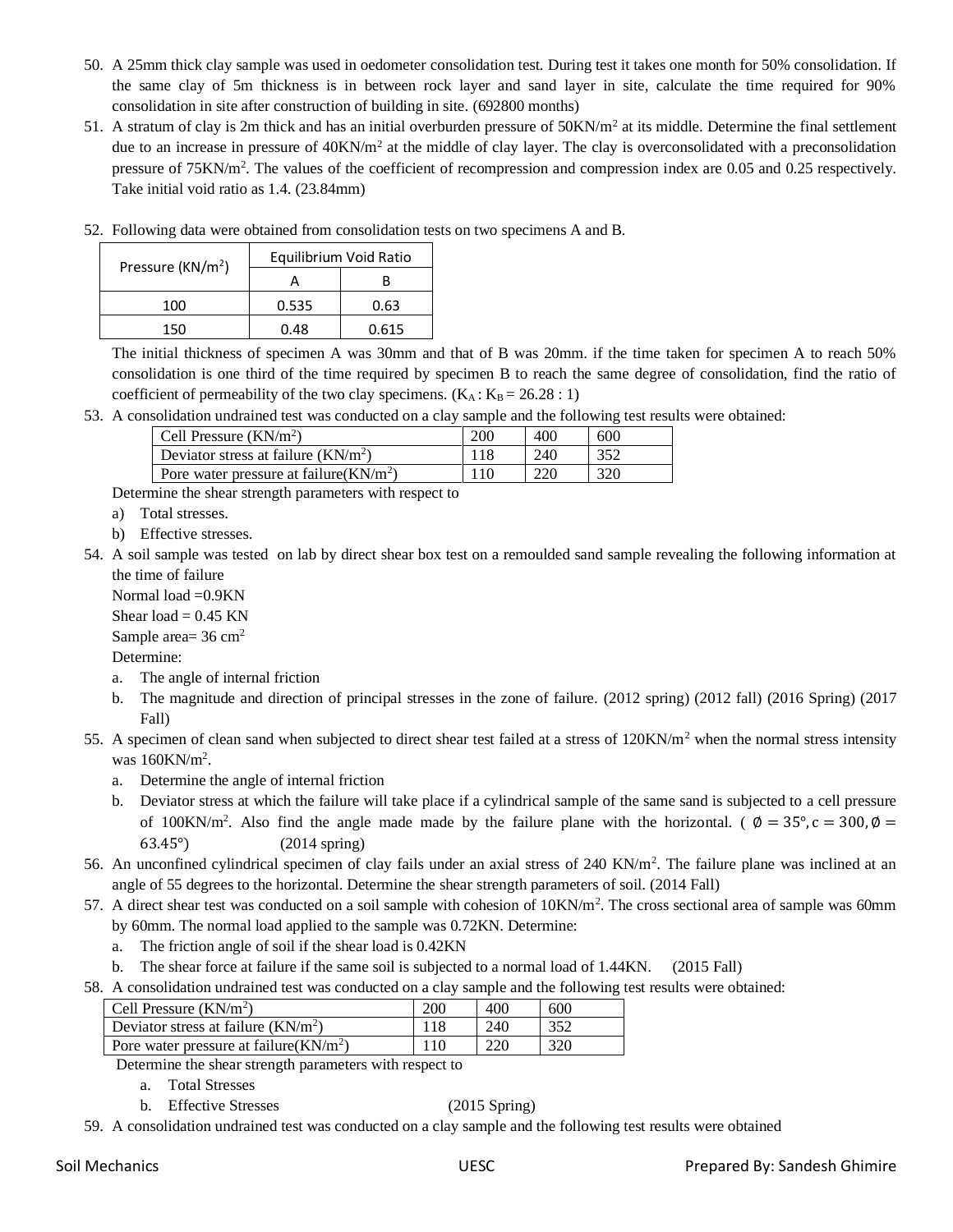50. A 25mm thick clay sample was used in oedometer consolidation test. During test it takes one month for 50% consolidation. If the same clay of 5m thickness is in between rock layer and sand layer in site, calculate the time required for 90% consolidation in site after construction of building in site. (692800 months)

51. A stratum of clay is 2m thick and has an initial overburden pressure of $50KN/m^2$ at its middle. Determine the final settlement due to an increase in pressure of $40KN/m^2$ at the middle of clay layer. The clay is overconsolidated with a preconsolidation pressure of $75KN/m^2$. The values of the coefficient of recompression and compression index are 0.05 and 0.25 respectively. Take initial void ratio as 1.4. (23.84mm)

52. Following data were obtained from consolidation tests on two specimens A and B.

| Pressure ($KN/m^2$) | Equilibrium Void Ratio | |
|---|---|---|
| | A | B |
| 100 | 0.535 | 0.63 |
| 150 | 0.48 | 0.615 |

The initial thickness of specimen A was 30mm and that of B was 20mm. if the time taken for specimen A to reach 50% consolidation is one third of the time required by specimen B to reach the same degree of consolidation, find the ratio of coefficient of permeability of the two clay specimens. ($K_A : K_B = 26.28 : 1$)

53. A consolidation undrained test was conducted on a clay sample and the following test results were obtained:

| Cell Pressure ($KN/m^2$) | 200 | 400 | 600 |
|---|---|---|---|
| Deviator stress at failure ($KN/m^2$) | 118 | 240 | 352 |
| Pore water pressure at failure($KN/m^2$) | 110 | 220 | 320 |

Determine the shear strength parameters with respect to

a) Total stresses.

b) Effective stresses.

54. A soil sample was tested on lab by direct shear box test on a remoulded sand sample revealing the following information at the time of failure

Normal load =0.9KN

Shear load = 0.45 KN

Sample area= 36 $cm^2$

Determine:

a. The angle of internal friction

b. The magnitude and direction of principal stresses in the zone of failure. (2012 spring) (2012 fall) (2016 Spring) (2017 Fall)

55. A specimen of clean sand when subjected to direct shear test failed at a stress of $120KN/m^2$ when the normal stress intensity was $160KN/m^2$.

a. Determine the angle of internal friction

b. Deviator stress at which the failure will take place if a cylindrical sample of the same sand is subjected to a cell pressure of $100KN/m^2$. Also find the angle made made by the failure plane with the horizontal. ( $\emptyset = 35°, c = 300, \emptyset = 63.45°$) (2014 spring)

56. An unconfined cylindrical specimen of clay fails under an axial stress of 240 $KN/m^2$. The failure plane was inclined at an angle of 55 degrees to the horizontal. Determine the shear strength parameters of soil. (2014 Fall)

57. A direct shear test was conducted on a soil sample with cohesion of $10KN/m^2$. The cross sectional area of sample was 60mm by 60mm. The normal load applied to the sample was 0.72KN. Determine:

a. The friction angle of soil if the shear load is 0.42KN

b. The shear force at failure if the same soil is subjected to a normal load of 1.44KN. (2015 Fall)

58. A consolidation undrained test was conducted on a clay sample and the following test results were obtained:

| Cell Pressure ($KN/m^2$) | 200 | 400 | 600 |
|---|---|---|---|
| Deviator stress at failure ($KN/m^2$) | 118 | 240 | 352 |
| Pore water pressure at failure($KN/m^2$) | 110 | 220 | 320 |

Determine the shear strength parameters with respect to

a. Total Stresses

b. Effective Stresses (2015 Spring)

59. A consolidation undrained test was conducted on a clay sample and the following test results were obtained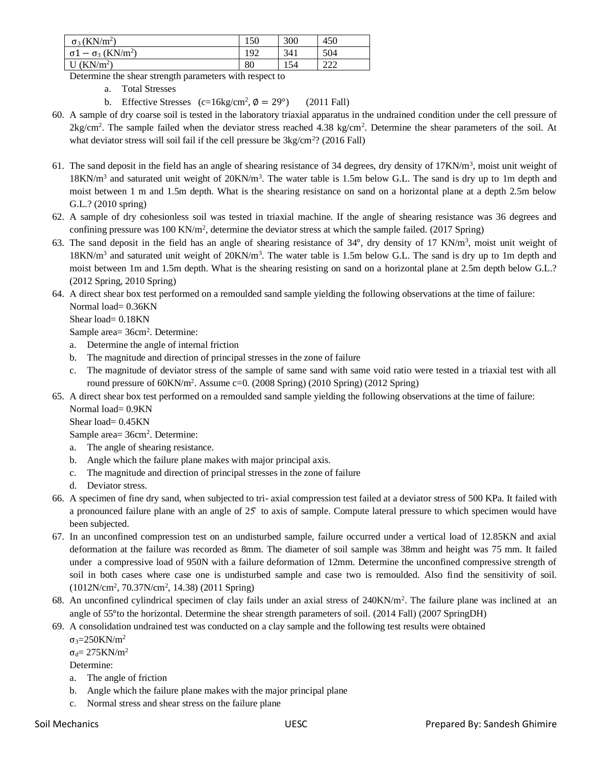| $\sigma_3$ (KN/m$^2$) | 150 | 300 | 450 |
|---|---|---|---|
| $\sigma 1 - \sigma_3$ (KN/m$^2$) | 192 | 341 | 504 |
| U (KN/m$^2$) | 80 | 154 | 222 |

Determine the shear strength parameters with respect to

a. Total Stresses
b. Effective Stresses (c=16kg/cm$^2$, $\emptyset = 29°$) (2011 Fall)

60. A sample of dry coarse soil is tested in the laboratory triaxial apparatus in the undrained condition under the cell pressure of 2kg/cm$^2$. The sample failed when the deviator stress reached 4.38 kg/cm$^2$. Determine the shear parameters of the soil. At what deviator stress will soil fail if the cell pressure be 3kg/cm$^2$? (2016 Fall)

61. The sand deposit in the field has an angle of shearing resistance of 34 degrees, dry density of 17KN/m$^3$, moist unit weight of 18KN/m$^3$ and saturated unit weight of 20KN/m$^3$. The water table is 1.5m below G.L. The sand is dry up to 1m depth and moist between 1 m and 1.5m depth. What is the shearing resistance on sand on a horizontal plane at a depth 2.5m below G.L.? (2010 spring)
62. A sample of dry cohesionless soil was tested in triaxial machine. If the angle of shearing resistance was 36 degrees and confining pressure was 100 KN/m$^2$, determine the deviator stress at which the sample failed. (2017 Spring)
63. The sand deposit in the field has an angle of shearing resistance of 34°, dry density of 17 KN/m$^3$, moist unit weight of 18KN/m$^3$ and saturated unit weight of 20KN/m$^3$. The water table is 1.5m below G.L. The sand is dry up to 1m depth and moist between 1m and 1.5m depth. What is the shearing resisting on sand on a horizontal plane at 2.5m depth below G.L.? (2012 Spring, 2010 Spring)
64. A direct shear box test performed on a remoulded sand sample yielding the following observations at the time of failure:
    Normal load= 0.36KN
    Shear load= 0.18KN
    Sample area= 36cm$^2$. Determine:
    a. Determine the angle of internal friction
    b. The magnitude and direction of principal stresses in the zone of failure
    c. The magnitude of deviator stress of the sample of same sand with same void ratio were tested in a triaxial test with all round pressure of 60KN/m$^2$. Assume c=0. (2008 Spring) (2010 Spring) (2012 Spring)
65. A direct shear box test performed on a remoulded sand sample yielding the following observations at the time of failure:
    Normal load= 0.9KN
    Shear load= 0.45KN
    Sample area= 36cm$^2$. Determine:
    a. The angle of shearing resistance.
    b. Angle which the failure plane makes with major principal axis.
    c. The magnitude and direction of principal stresses in the zone of failure
    d. Deviator stress.
66. A specimen of fine dry sand, when subjected to tri- axial compression test failed at a deviator stress of 500 KPa. It failed with a pronounced failure plane with an angle of 25° to axis of sample. Compute lateral pressure to which specimen would have been subjected.
67. In an unconfined compression test on an undisturbed sample, failure occurred under a vertical load of 12.85KN and axial deformation at the failure was recorded as 8mm. The diameter of soil sample was 38mm and height was 75 mm. It failed under a compressive load of 950N with a failure deformation of 12mm. Determine the unconfined compressive strength of soil in both cases where case one is undisturbed sample and case two is remoulded. Also find the sensitivity of soil. (1012N/cm$^2$, 70.37N/cm$^2$, 14.38) (2011 Spring)
68. An unconfined cylindrical specimen of clay fails under an axial stress of 240KN/m$^2$. The failure plane was inclined at an angle of 55°to the horizontal. Determine the shear strength parameters of soil. (2014 Fall) (2007 SpringDH)
69. A consolidation undrained test was conducted on a clay sample and the following test results were obtained
    $\sigma_3$=250KN/m$^2$
    $\sigma_d$= 275KN/m$^2$
    Determine:
    a. The angle of friction
    b. Angle which the failure plane makes with the major principal plane
    c. Normal stress and shear stress on the failure plane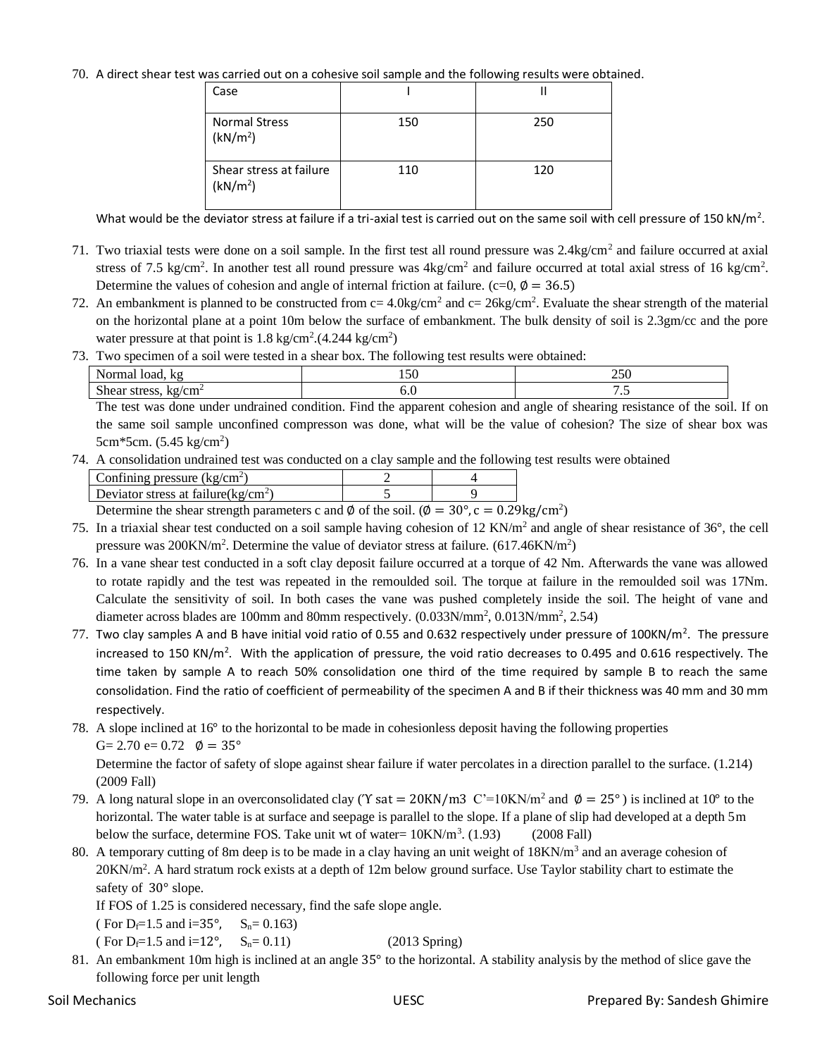70. A direct shear test was carried out on a cohesive soil sample and the following results were obtained.

| Case | I | II |
|---|---|---|
| Normal Stress ($kN/m^2$) | 150 | 250 |
| Shear stress at failure ($kN/m^2$) | 110 | 120 |

What would be the deviator stress at failure if a tri-axial test is carried out on the same soil with cell pressure of 150 $kN/m^2$.

71. Two triaxial tests were done on a soil sample. In the first test all round pressure was 2.4kg/cm$^2$ and failure occurred at axial stress of 7.5 kg/cm$^2$. In another test all round pressure was 4kg/cm$^2$ and failure occurred at total axial stress of 16 kg/cm$^2$. Determine the values of cohesion and angle of internal friction at failure. ($c=0, \emptyset = 36.5$)

72. An embankment is planned to be constructed from c= 4.0kg/cm$^2$ and c= 26kg/cm$^2$. Evaluate the shear strength of the material on the horizontal plane at a point 10m below the surface of embankment. The bulk density of soil is 2.3gm/cc and the pore water pressure at that point is 1.8 kg/cm$^2$.(4.244 kg/cm$^2$)

73. Two specimen of a soil were tested in a shear box. The following test results were obtained:

| Normal load, kg | 150 | 250 |
|---|---|---|
| Shear stress, kg/cm$^2$ | 6.0 | 7.5 |

The test was done under undrained condition. Find the apparent cohesion and angle of shearing resistance of the soil. If on the same soil sample unconfined compresson was done, what will be the value of cohesion? The size of shear box was 5cm*5cm. (5.45 kg/cm$^2$)

74. A consolidation undrained test was conducted on a clay sample and the following test results were obtained

| Confining pressure (kg/cm$^2$) | 2 | 4 |
|---|---|---|
| Deviator stress at failure(kg/cm$^2$) | 5 | 9 |

Determine the shear strength parameters c and $\emptyset$ of the soil. ($\emptyset = 30°, c = 0.29 kg/cm^2$)

75. In a triaxial shear test conducted on a soil sample having cohesion of 12 KN/m$^2$ and angle of shear resistance of 36°, the cell pressure was 200KN/m$^2$. Determine the value of deviator stress at failure. (617.46KN/m$^2$)

76. In a vane shear test conducted in a soft clay deposit failure occurred at a torque of 42 Nm. Afterwards the vane was allowed to rotate rapidly and the test was repeated in the remoulded soil. The torque at failure in the remoulded soil was 17Nm. Calculate the sensitivity of soil. In both cases the vane was pushed completely inside the soil. The height of vane and diameter across blades are 100mm and 80mm respectively. (0.033N/mm$^2$, 0.013N/mm$^2$, 2.54)

77. Two clay samples A and B have initial void ratio of 0.55 and 0.632 respectively under pressure of 100KN/m$^2$. The pressure increased to 150 KN/m$^2$. With the application of pressure, the void ratio decreases to 0.495 and 0.616 respectively. The time taken by sample A to reach 50% consolidation one third of the time required by sample B to reach the same consolidation. Find the ratio of coefficient of permeability of the specimen A and B if their thickness was 40 mm and 30 mm respectively.

78. A slope inclined at 16° to the horizontal to be made in cohesionless deposit having the following properties
G= 2.70 e= 0.72 $\emptyset = 35°$
Determine the factor of safety of slope against shear failure if water percolates in a direction parallel to the surface. (1.214) (2009 Fall)

79. A long natural slope in an overconsolidated clay ($\Upsilon_{sat} = 20 KN/m3$ C'=10KN/m$^2$ and $\emptyset = 25°$) is inclined at 10° to the horizontal. The water table is at surface and seepage is parallel to the slope. If a plane of slip had developed at a depth 5m below the surface, determine FOS. Take unit wt of water= 10KN/m$^3$. (1.93) (2008 Fall)

80. A temporary cutting of 8m deep is to be made in a clay having an unit weight of 18KN/m$^3$ and an average cohesion of 20KN/m$^2$. A hard stratum rock exists at a depth of 12m below ground surface. Use Taylor stability chart to estimate the safety of 30° slope.
If FOS of 1.25 is considered necessary, find the safe slope angle.
( For $D_f$=1.5 and i=35°, $S_n$= 0.163)
( For $D_f$=1.5 and i=12°, $S_n$= 0.11) (2013 Spring)

81. An embankment 10m high is inclined at an angle 35° to the horizontal. A stability analysis by the method of slice gave the following force per unit length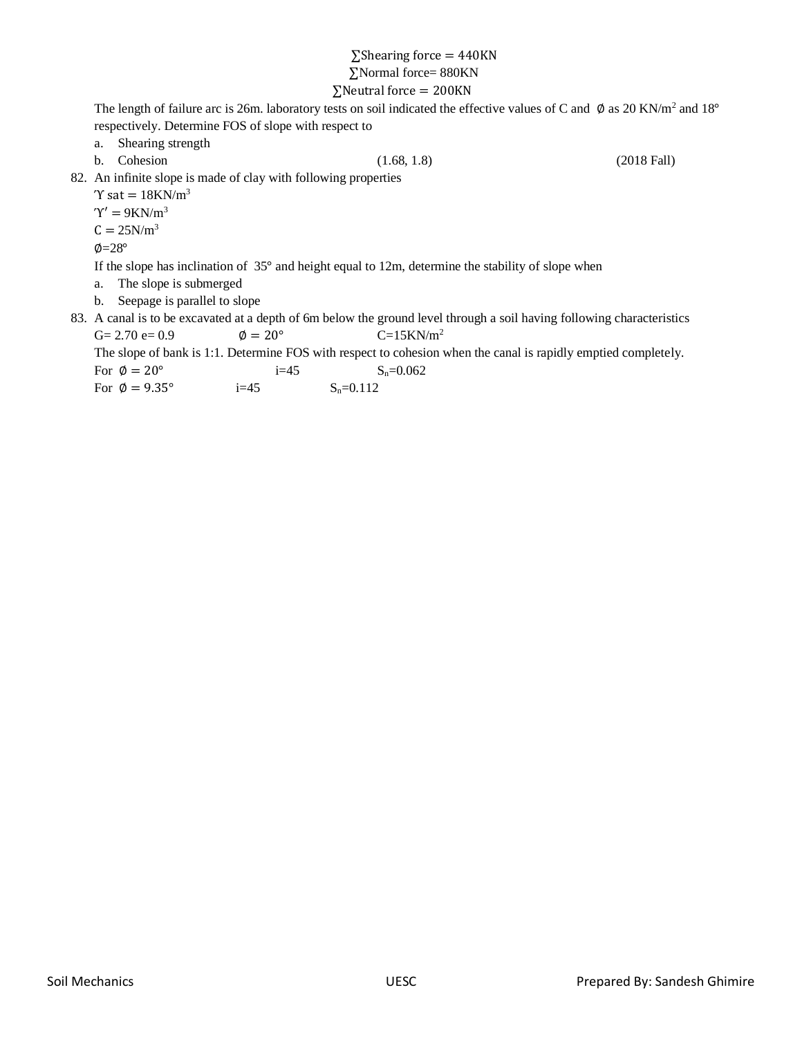$$\sum \text{Shearing force} = 440\text{KN}$$
$$\sum \text{Normal force} = 880\text{KN}$$
$$\sum \text{Neutral force} = 200\text{KN}$$

The length of failure arc is 26m. laboratory tests on soil indicated the effective values of C and $\emptyset$ as 20 KN/m$^2$ and 18° respectively. Determine FOS of slope with respect to

a. Shearing strength
b. Cohesion (1.68, 1.8) (2018 Fall)

82. An infinite slope is made of clay with following properties

$\Upsilon$ sat = 18KN/m$^3$

$\Upsilon'$ = 9KN/m$^3$

C = 25N/m$^3$

$\emptyset$=28°

If the slope has inclination of 35° and height equal to 12m, determine the stability of slope when

a. The slope is submerged
b. Seepage is parallel to slope

83. A canal is to be excavated at a depth of 6m below the ground level through a soil having following characteristics

G= 2.70 e= 0.9 $\emptyset = 20°$ C=15KN/m$^2$

The slope of bank is 1:1. Determine FOS with respect to cohesion when the canal is rapidly emptied completely.

For $\emptyset = 20°$ i=45 $S_n$=0.062

For $\emptyset = 9.35°$ i=45 $S_n$=0.112